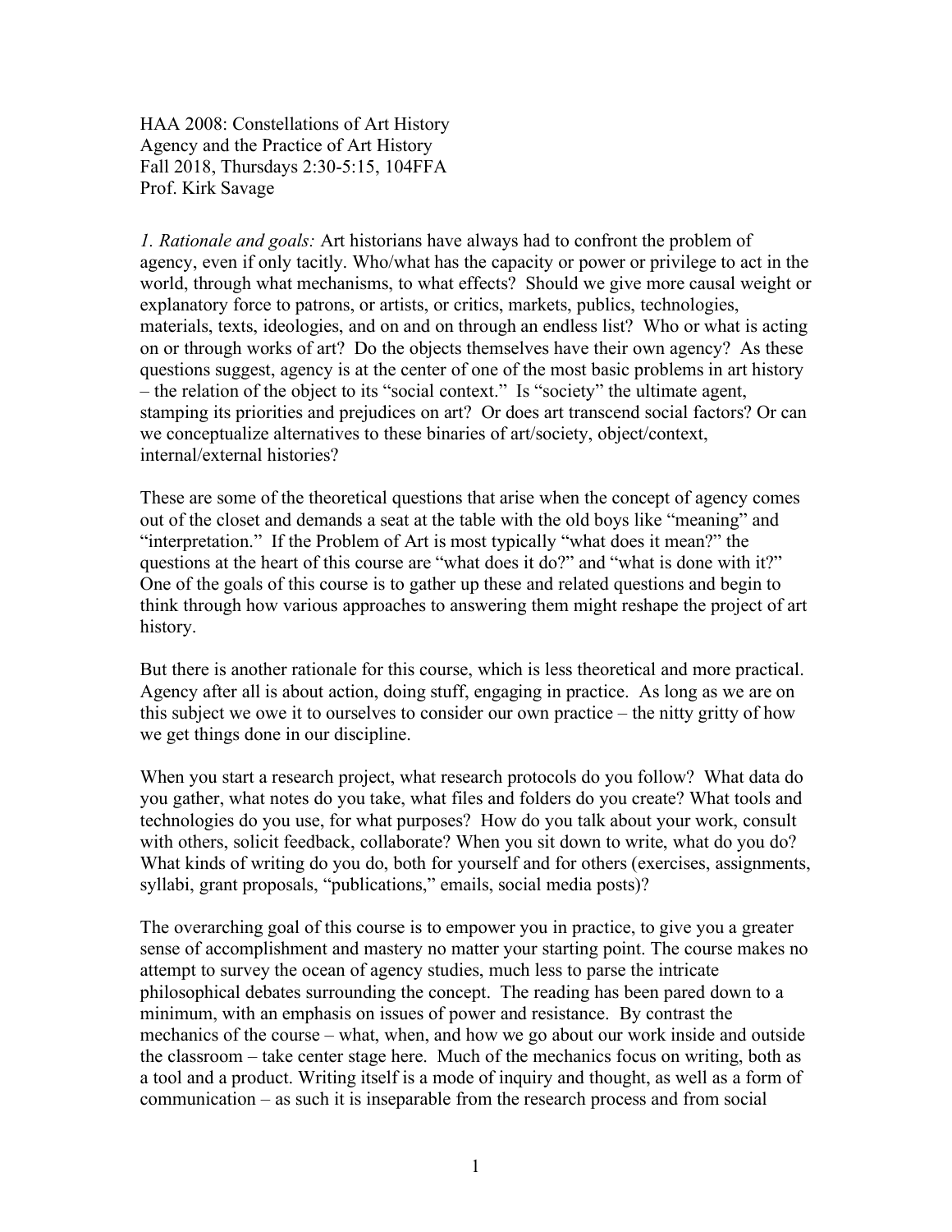HAA 2008: Constellations of Art History
Agency and the Practice of Art History
Fall 2018, Thursdays 2:30-5:15, 104FFA
Prof. Kirk Savage

*1. Rationale and goals:* Art historians have always had to confront the problem of agency, even if only tacitly. Who/what has the capacity or power or privilege to act in the world, through what mechanisms, to what effects? Should we give more causal weight or explanatory force to patrons, or artists, or critics, markets, publics, technologies, materials, texts, ideologies, and on and on through an endless list? Who or what is acting on or through works of art? Do the objects themselves have their own agency? As these questions suggest, agency is at the center of one of the most basic problems in art history – the relation of the object to its "social context." Is "society" the ultimate agent, stamping its priorities and prejudices on art? Or does art transcend social factors? Or can we conceptualize alternatives to these binaries of art/society, object/context, internal/external histories?

These are some of the theoretical questions that arise when the concept of agency comes out of the closet and demands a seat at the table with the old boys like "meaning" and "interpretation." If the Problem of Art is most typically "what does it mean?" the questions at the heart of this course are "what does it do?" and "what is done with it?" One of the goals of this course is to gather up these and related questions and begin to think through how various approaches to answering them might reshape the project of art history.

But there is another rationale for this course, which is less theoretical and more practical. Agency after all is about action, doing stuff, engaging in practice. As long as we are on this subject we owe it to ourselves to consider our own practice – the nitty gritty of how we get things done in our discipline.

When you start a research project, what research protocols do you follow? What data do you gather, what notes do you take, what files and folders do you create? What tools and technologies do you use, for what purposes? How do you talk about your work, consult with others, solicit feedback, collaborate? When you sit down to write, what do you do? What kinds of writing do you do, both for yourself and for others (exercises, assignments, syllabi, grant proposals, "publications," emails, social media posts)?

The overarching goal of this course is to empower you in practice, to give you a greater sense of accomplishment and mastery no matter your starting point. The course makes no attempt to survey the ocean of agency studies, much less to parse the intricate philosophical debates surrounding the concept. The reading has been pared down to a minimum, with an emphasis on issues of power and resistance. By contrast the mechanics of the course – what, when, and how we go about our work inside and outside the classroom – take center stage here. Much of the mechanics focus on writing, both as a tool and a product. Writing itself is a mode of inquiry and thought, as well as a form of communication – as such it is inseparable from the research process and from social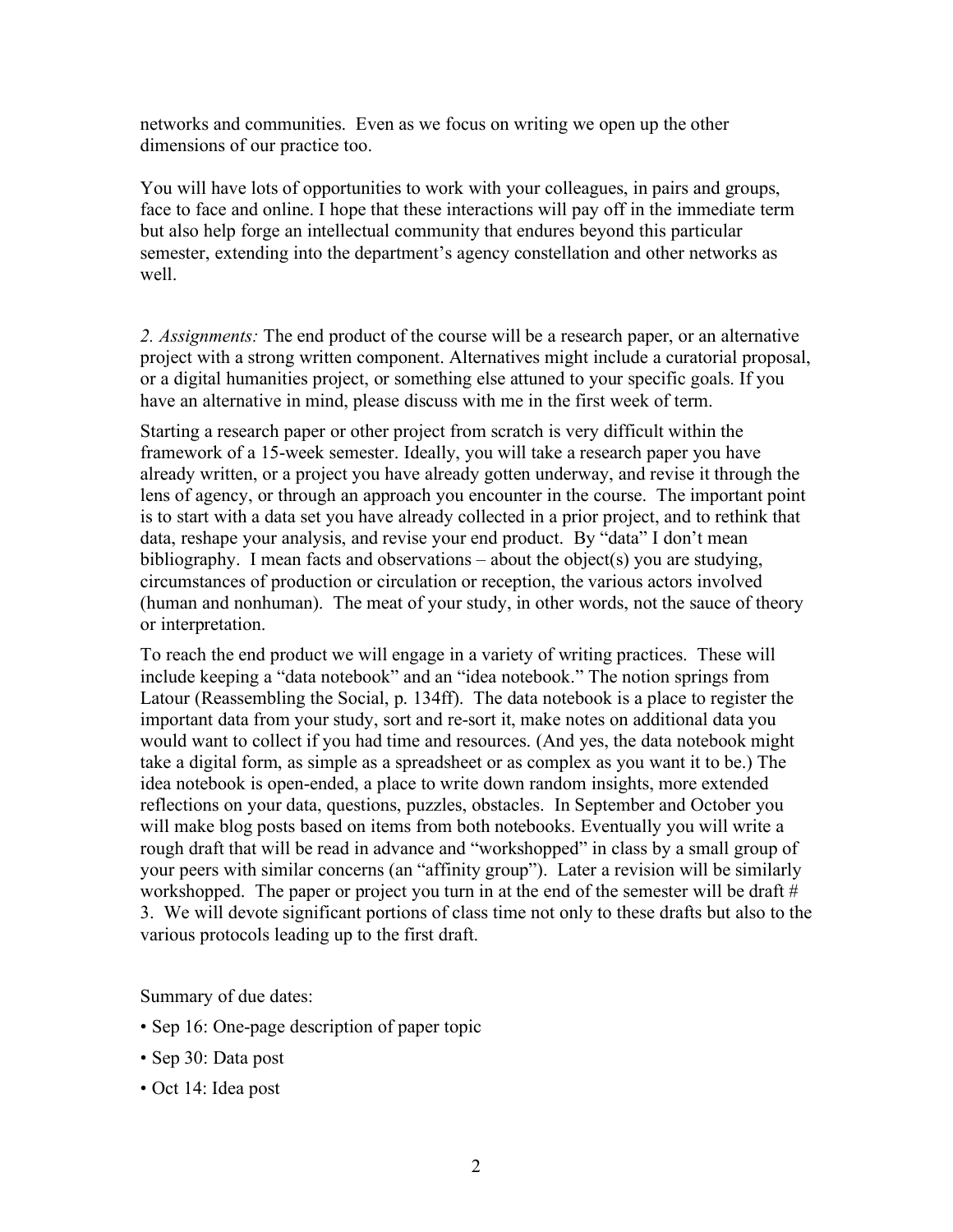networks and communities. Even as we focus on writing we open up the other dimensions of our practice too.

You will have lots of opportunities to work with your colleagues, in pairs and groups, face to face and online. I hope that these interactions will pay off in the immediate term but also help forge an intellectual community that endures beyond this particular semester, extending into the department's agency constellation and other networks as well.

*2. Assignments:* The end product of the course will be a research paper, or an alternative project with a strong written component. Alternatives might include a curatorial proposal, or a digital humanities project, or something else attuned to your specific goals. If you have an alternative in mind, please discuss with me in the first week of term.

Starting a research paper or other project from scratch is very difficult within the framework of a 15-week semester. Ideally, you will take a research paper you have already written, or a project you have already gotten underway, and revise it through the lens of agency, or through an approach you encounter in the course. The important point is to start with a data set you have already collected in a prior project, and to rethink that data, reshape your analysis, and revise your end product. By "data" I don't mean bibliography. I mean facts and observations – about the object(s) you are studying, circumstances of production or circulation or reception, the various actors involved (human and nonhuman). The meat of your study, in other words, not the sauce of theory or interpretation.

To reach the end product we will engage in a variety of writing practices. These will include keeping a "data notebook" and an "idea notebook." The notion springs from Latour (Reassembling the Social, p. 134ff). The data notebook is a place to register the important data from your study, sort and re-sort it, make notes on additional data you would want to collect if you had time and resources. (And yes, the data notebook might take a digital form, as simple as a spreadsheet or as complex as you want it to be.) The idea notebook is open-ended, a place to write down random insights, more extended reflections on your data, questions, puzzles, obstacles. In September and October you will make blog posts based on items from both notebooks. Eventually you will write a rough draft that will be read in advance and "workshopped" in class by a small group of your peers with similar concerns (an "affinity group"). Later a revision will be similarly workshopped. The paper or project you turn in at the end of the semester will be draft # 3. We will devote significant portions of class time not only to these drafts but also to the various protocols leading up to the first draft.

Summary of due dates:

- Sep 16: One-page description of paper topic
- Sep 30: Data post
- Oct 14: Idea post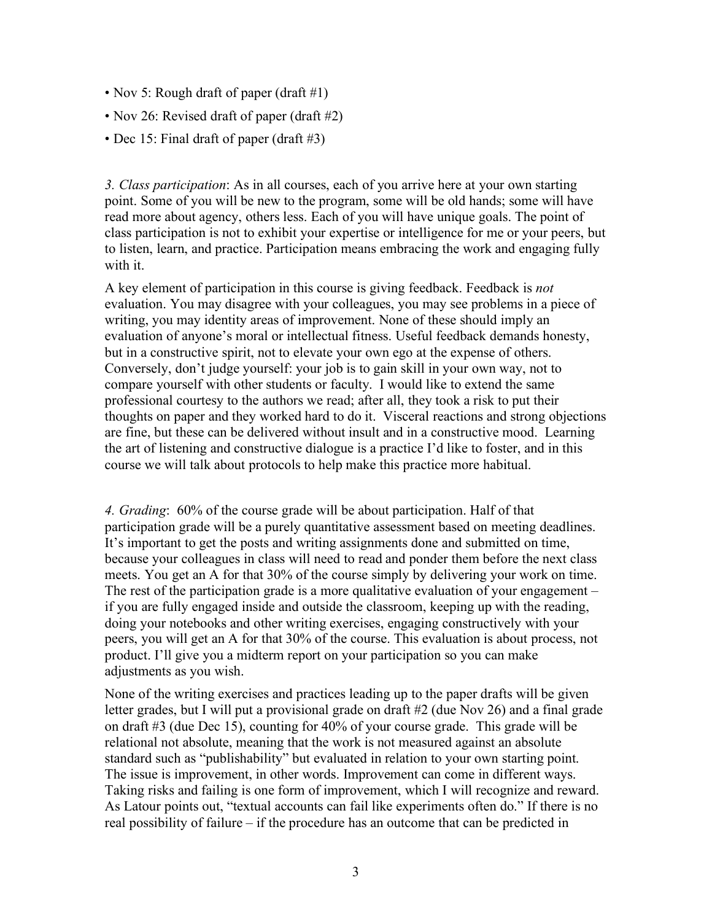- Nov 5: Rough draft of paper (draft #1)
- Nov 26: Revised draft of paper (draft #2)
- Dec 15: Final draft of paper (draft #3)

*3. Class participation*: As in all courses, each of you arrive here at your own starting point. Some of you will be new to the program, some will be old hands; some will have read more about agency, others less. Each of you will have unique goals. The point of class participation is not to exhibit your expertise or intelligence for me or your peers, but to listen, learn, and practice. Participation means embracing the work and engaging fully with it.

A key element of participation in this course is giving feedback. Feedback is *not* evaluation. You may disagree with your colleagues, you may see problems in a piece of writing, you may identity areas of improvement. None of these should imply an evaluation of anyone's moral or intellectual fitness. Useful feedback demands honesty, but in a constructive spirit, not to elevate your own ego at the expense of others. Conversely, don't judge yourself: your job is to gain skill in your own way, not to compare yourself with other students or faculty. I would like to extend the same professional courtesy to the authors we read; after all, they took a risk to put their thoughts on paper and they worked hard to do it. Visceral reactions and strong objections are fine, but these can be delivered without insult and in a constructive mood. Learning the art of listening and constructive dialogue is a practice I'd like to foster, and in this course we will talk about protocols to help make this practice more habitual.

*4. Grading*: 60% of the course grade will be about participation. Half of that participation grade will be a purely quantitative assessment based on meeting deadlines. It's important to get the posts and writing assignments done and submitted on time, because your colleagues in class will need to read and ponder them before the next class meets. You get an A for that 30% of the course simply by delivering your work on time. The rest of the participation grade is a more qualitative evaluation of your engagement – if you are fully engaged inside and outside the classroom, keeping up with the reading, doing your notebooks and other writing exercises, engaging constructively with your peers, you will get an A for that 30% of the course. This evaluation is about process, not product. I'll give you a midterm report on your participation so you can make adjustments as you wish.

None of the writing exercises and practices leading up to the paper drafts will be given letter grades, but I will put a provisional grade on draft #2 (due Nov 26) and a final grade on draft #3 (due Dec 15), counting for 40% of your course grade. This grade will be relational not absolute, meaning that the work is not measured against an absolute standard such as "publishability" but evaluated in relation to your own starting point. The issue is improvement, in other words. Improvement can come in different ways. Taking risks and failing is one form of improvement, which I will recognize and reward. As Latour points out, "textual accounts can fail like experiments often do." If there is no real possibility of failure – if the procedure has an outcome that can be predicted in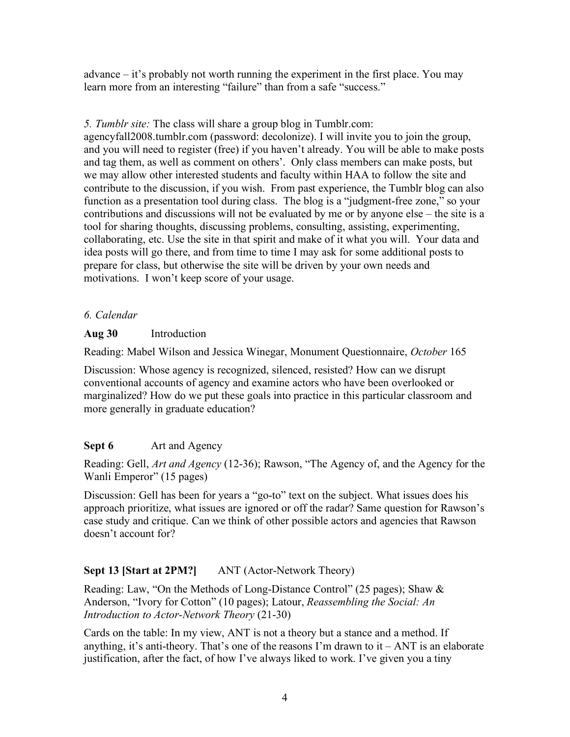advance – it's probably not worth running the experiment in the first place. You may learn more from an interesting "failure" than from a safe "success."

*5. Tumblr site:* The class will share a group blog in Tumblr.com: agencyfall2008.tumblr.com (password: decolonize). I will invite you to join the group, and you will need to register (free) if you haven't already. You will be able to make posts and tag them, as well as comment on others'. Only class members can make posts, but we may allow other interested students and faculty within HAA to follow the site and contribute to the discussion, if you wish. From past experience, the Tumblr blog can also function as a presentation tool during class. The blog is a "judgment-free zone," so your contributions and discussions will not be evaluated by me or by anyone else – the site is a tool for sharing thoughts, discussing problems, consulting, assisting, experimenting, collaborating, etc. Use the site in that spirit and make of it what you will. Your data and idea posts will go there, and from time to time I may ask for some additional posts to prepare for class, but otherwise the site will be driven by your own needs and motivations. I won't keep score of your usage.

*6. Calendar*

**Aug 30** Introduction

Reading: Mabel Wilson and Jessica Winegar, Monument Questionnaire, *October* 165

Discussion: Whose agency is recognized, silenced, resisted? How can we disrupt conventional accounts of agency and examine actors who have been overlooked or marginalized? How do we put these goals into practice in this particular classroom and more generally in graduate education?

**Sept 6** Art and Agency

Reading: Gell, *Art and Agency* (12-36); Rawson, "The Agency of, and the Agency for the Wanli Emperor" (15 pages)

Discussion: Gell has been for years a "go-to" text on the subject. What issues does his approach prioritize, what issues are ignored or off the radar? Same question for Rawson's case study and critique. Can we think of other possible actors and agencies that Rawson doesn't account for?

**Sept 13 [Start at 2PM?]** ANT (Actor-Network Theory)

Reading: Law, "On the Methods of Long-Distance Control" (25 pages); Shaw & Anderson, "Ivory for Cotton" (10 pages); Latour, *Reassembling the Social: An Introduction to Actor-Network Theory* (21-30)

Cards on the table: In my view, ANT is not a theory but a stance and a method. If anything, it's anti-theory. That's one of the reasons I'm drawn to it – ANT is an elaborate justification, after the fact, of how I've always liked to work. I've given you a tiny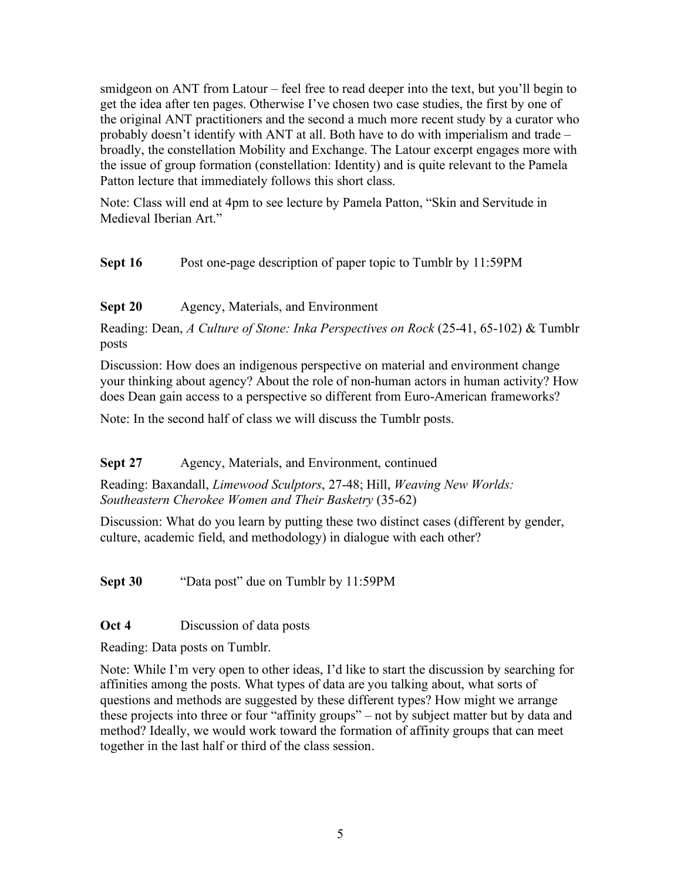smidgeon on ANT from Latour – feel free to read deeper into the text, but you'll begin to get the idea after ten pages. Otherwise I've chosen two case studies, the first by one of the original ANT practitioners and the second a much more recent study by a curator who probably doesn't identify with ANT at all. Both have to do with imperialism and trade – broadly, the constellation Mobility and Exchange. The Latour excerpt engages more with the issue of group formation (constellation: Identity) and is quite relevant to the Pamela Patton lecture that immediately follows this short class.

Note: Class will end at 4pm to see lecture by Pamela Patton, "Skin and Servitude in Medieval Iberian Art."

**Sept 16** Post one-page description of paper topic to Tumblr by 11:59PM

**Sept 20** Agency, Materials, and Environment

Reading: Dean, *A Culture of Stone: Inka Perspectives on Rock* (25-41, 65-102) & Tumblr posts

Discussion: How does an indigenous perspective on material and environment change your thinking about agency? About the role of non-human actors in human activity? How does Dean gain access to a perspective so different from Euro-American frameworks?

Note: In the second half of class we will discuss the Tumblr posts.

**Sept 27** Agency, Materials, and Environment, continued

Reading: Baxandall, *Limewood Sculptors*, 27-48; Hill, *Weaving New Worlds: Southeastern Cherokee Women and Their Basketry* (35-62)

Discussion: What do you learn by putting these two distinct cases (different by gender, culture, academic field, and methodology) in dialogue with each other?

**Sept 30** "Data post" due on Tumblr by 11:59PM

**Oct 4** Discussion of data posts

Reading: Data posts on Tumblr.

Note: While I'm very open to other ideas, I'd like to start the discussion by searching for affinities among the posts. What types of data are you talking about, what sorts of questions and methods are suggested by these different types? How might we arrange these projects into three or four "affinity groups" – not by subject matter but by data and method? Ideally, we would work toward the formation of affinity groups that can meet together in the last half or third of the class session.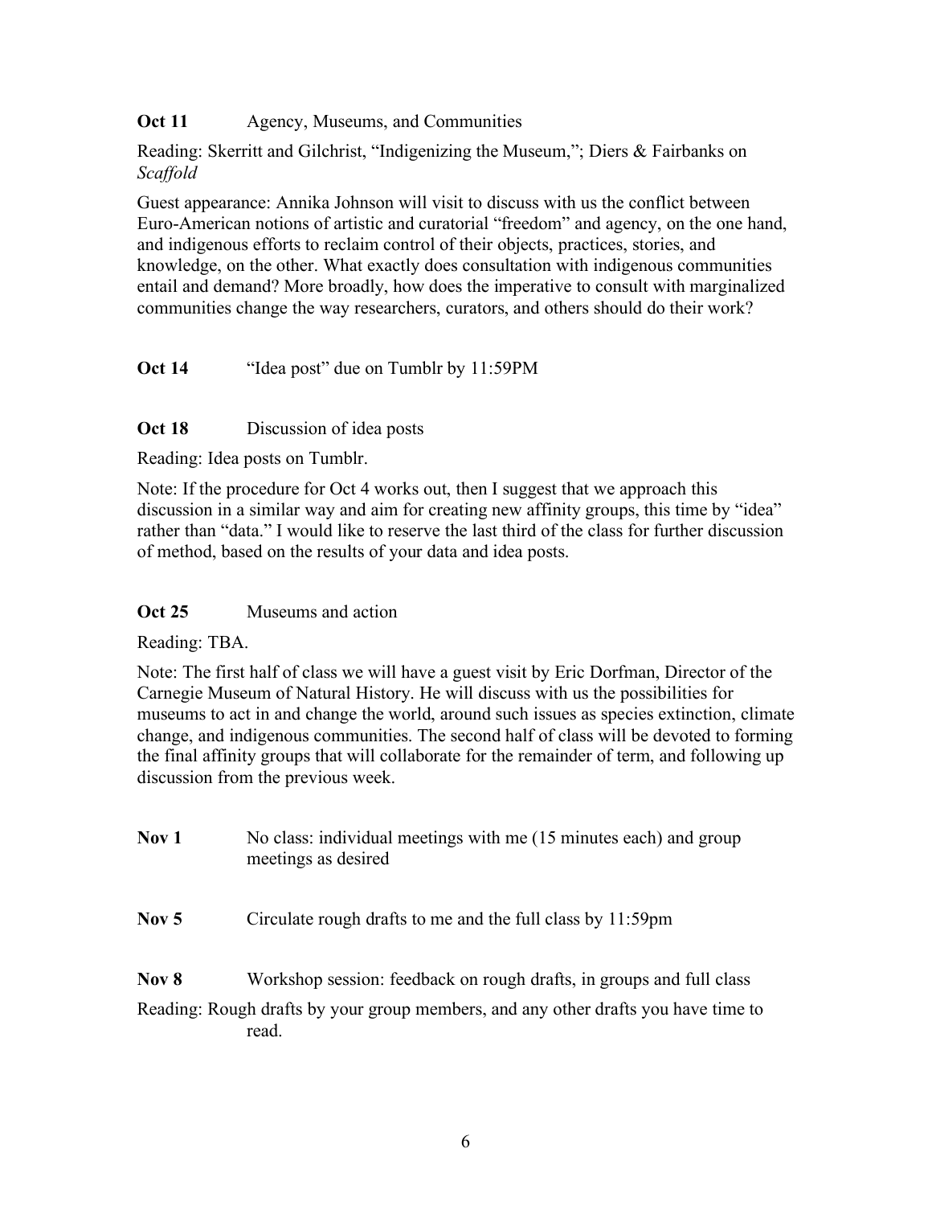**Oct 11** Agency, Museums, and Communities

Reading: Skerritt and Gilchrist, "Indigenizing the Museum,"; Diers & Fairbanks on *Scaffold*

Guest appearance: Annika Johnson will visit to discuss with us the conflict between Euro-American notions of artistic and curatorial "freedom" and agency, on the one hand, and indigenous efforts to reclaim control of their objects, practices, stories, and knowledge, on the other. What exactly does consultation with indigenous communities entail and demand? More broadly, how does the imperative to consult with marginalized communities change the way researchers, curators, and others should do their work?

**Oct 14** "Idea post" due on Tumblr by 11:59PM

**Oct 18** Discussion of idea posts

Reading: Idea posts on Tumblr.

Note: If the procedure for Oct 4 works out, then I suggest that we approach this discussion in a similar way and aim for creating new affinity groups, this time by "idea" rather than "data." I would like to reserve the last third of the class for further discussion of method, based on the results of your data and idea posts.

**Oct 25** Museums and action

Reading: TBA.

Note: The first half of class we will have a guest visit by Eric Dorfman, Director of the Carnegie Museum of Natural History. He will discuss with us the possibilities for museums to act in and change the world, around such issues as species extinction, climate change, and indigenous communities. The second half of class will be devoted to forming the final affinity groups that will collaborate for the remainder of term, and following up discussion from the previous week.

**Nov 1** No class: individual meetings with me (15 minutes each) and group meetings as desired

**Nov 5** Circulate rough drafts to me and the full class by 11:59pm

**Nov 8** Workshop session: feedback on rough drafts, in groups and full class

Reading: Rough drafts by your group members, and any other drafts you have time to read.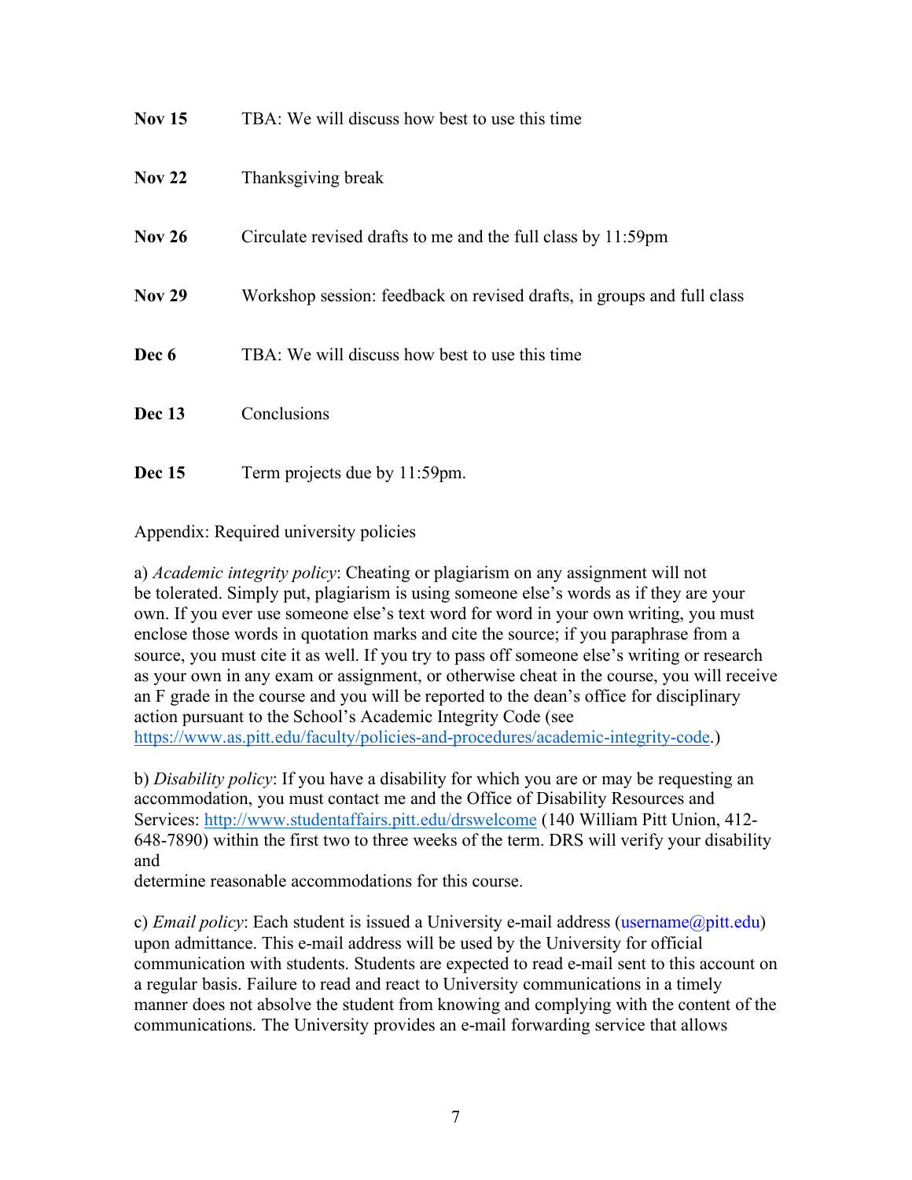**Nov 15** TBA: We will discuss how best to use this time

**Nov 22** Thanksgiving break

**Nov 26** Circulate revised drafts to me and the full class by 11:59pm

**Nov 29** Workshop session: feedback on revised drafts, in groups and full class

**Dec 6** TBA: We will discuss how best to use this time

**Dec 13** Conclusions

**Dec 15** Term projects due by 11:59pm.

Appendix: Required university policies

a) *Academic integrity policy*: Cheating or plagiarism on any assignment will not be tolerated. Simply put, plagiarism is using someone else's words as if they are your own. If you ever use someone else's text word for word in your own writing, you must enclose those words in quotation marks and cite the source; if you paraphrase from a source, you must cite it as well. If you try to pass off someone else's writing or research as your own in any exam or assignment, or otherwise cheat in the course, you will receive an F grade in the course and you will be reported to the dean's office for disciplinary action pursuant to the School's Academic Integrity Code (see https://www.as.pitt.edu/faculty/policies-and-procedures/academic-integrity-code.)

b) *Disability policy*: If you have a disability for which you are or may be requesting an accommodation, you must contact me and the Office of Disability Resources and Services: http://www.studentaffairs.pitt.edu/drswelcome (140 William Pitt Union, 412-648-7890) within the first two to three weeks of the term. DRS will verify your disability and
determine reasonable accommodations for this course.

c) *Email policy*: Each student is issued a University e-mail address (username@pitt.edu) upon admittance. This e-mail address will be used by the University for official communication with students. Students are expected to read e-mail sent to this account on a regular basis. Failure to read and react to University communications in a timely manner does not absolve the student from knowing and complying with the content of the communications. The University provides an e-mail forwarding service that allows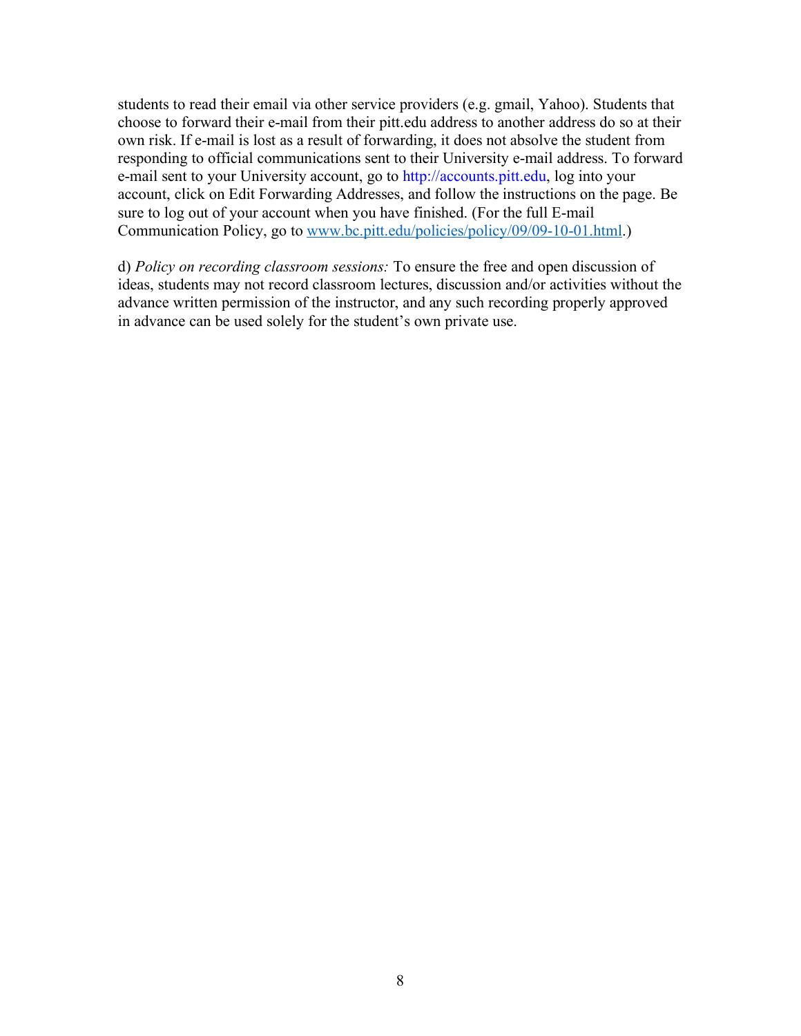students to read their email via other service providers (e.g. gmail, Yahoo). Students that choose to forward their e-mail from their pitt.edu address to another address do so at their own risk. If e-mail is lost as a result of forwarding, it does not absolve the student from responding to official communications sent to their University e-mail address. To forward e-mail sent to your University account, go to http://accounts.pitt.edu, log into your account, click on Edit Forwarding Addresses, and follow the instructions on the page. Be sure to log out of your account when you have finished. (For the full E-mail Communication Policy, go to [www.bc.pitt.edu/policies/policy/09/09-10-01.html](www.bc.pitt.edu/policies/policy/09/09-10-01.html).)

d) *Policy on recording classroom sessions:* To ensure the free and open discussion of ideas, students may not record classroom lectures, discussion and/or activities without the advance written permission of the instructor, and any such recording properly approved in advance can be used solely for the student's own private use.